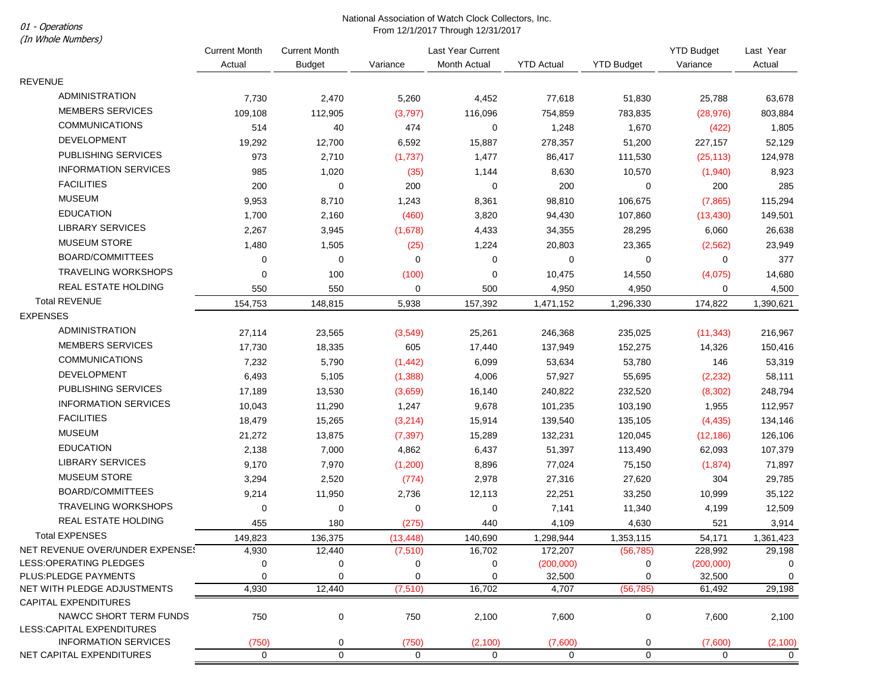01 - Operations

*(In Whole Numbers)*

National Association of Watch Clock Collectors, Inc.
From 12/1/2017 Through 12/31/2017

| | Current Month Actual | Current Month Budget | Variance | Last Year Current Month Actual | YTD Actual | YTD Budget | YTD Budget Variance | Last Year Actual |
|---|---|---|---|---|---|---|---|---|
| REVENUE | | | | | | | | |
| ADMINISTRATION | 7,730 | 2,470 | 5,260 | 4,452 | 77,618 | 51,830 | 25,788 | 63,678 |
| MEMBERS SERVICES | 109,108 | 112,905 | (3,797) | 116,096 | 754,859 | 783,835 | (28,976) | 803,884 |
| COMMUNICATIONS | 514 | 40 | 474 | 0 | 1,248 | 1,670 | (422) | 1,805 |
| DEVELOPMENT | 19,292 | 12,700 | 6,592 | 15,887 | 278,357 | 51,200 | 227,157 | 52,129 |
| PUBLISHING SERVICES | 973 | 2,710 | (1,737) | 1,477 | 86,417 | 111,530 | (25,113) | 124,978 |
| INFORMATION SERVICES | 985 | 1,020 | (35) | 1,144 | 8,630 | 10,570 | (1,940) | 8,923 |
| FACILITIES | 200 | 0 | 200 | 0 | 200 | 0 | 200 | 285 |
| MUSEUM | 9,953 | 8,710 | 1,243 | 8,361 | 98,810 | 106,675 | (7,865) | 115,294 |
| EDUCATION | 1,700 | 2,160 | (460) | 3,820 | 94,430 | 107,860 | (13,430) | 149,501 |
| LIBRARY SERVICES | 2,267 | 3,945 | (1,678) | 4,433 | 34,355 | 28,295 | 6,060 | 26,638 |
| MUSEUM STORE | 1,480 | 1,505 | (25) | 1,224 | 20,803 | 23,365 | (2,562) | 23,949 |
| BOARD/COMMITTEES | 0 | 0 | 0 | 0 | 0 | 0 | 0 | 377 |
| TRAVELING WORKSHOPS | 0 | 100 | (100) | 0 | 10,475 | 14,550 | (4,075) | 14,680 |
| REAL ESTATE HOLDING | 550 | 550 | 0 | 500 | 4,950 | 4,950 | 0 | 4,500 |
| Total REVENUE | 154,753 | 148,815 | 5,938 | 157,392 | 1,471,152 | 1,296,330 | 174,822 | 1,390,621 |
| EXPENSES | | | | | | | | |
| ADMINISTRATION | 27,114 | 23,565 | (3,549) | 25,261 | 246,368 | 235,025 | (11,343) | 216,967 |
| MEMBERS SERVICES | 17,730 | 18,335 | 605 | 17,440 | 137,949 | 152,275 | 14,326 | 150,416 |
| COMMUNICATIONS | 7,232 | 5,790 | (1,442) | 6,099 | 53,634 | 53,780 | 146 | 53,319 |
| DEVELOPMENT | 6,493 | 5,105 | (1,388) | 4,006 | 57,927 | 55,695 | (2,232) | 58,111 |
| PUBLISHING SERVICES | 17,189 | 13,530 | (3,659) | 16,140 | 240,822 | 232,520 | (8,302) | 248,794 |
| INFORMATION SERVICES | 10,043 | 11,290 | 1,247 | 9,678 | 101,235 | 103,190 | 1,955 | 112,957 |
| FACILITIES | 18,479 | 15,265 | (3,214) | 15,914 | 139,540 | 135,105 | (4,435) | 134,146 |
| MUSEUM | 21,272 | 13,875 | (7,397) | 15,289 | 132,231 | 120,045 | (12,186) | 126,106 |
| EDUCATION | 2,138 | 7,000 | 4,862 | 6,437 | 51,397 | 113,490 | 62,093 | 107,379 |
| LIBRARY SERVICES | 9,170 | 7,970 | (1,200) | 8,896 | 77,024 | 75,150 | (1,874) | 71,897 |
| MUSEUM STORE | 3,294 | 2,520 | (774) | 2,978 | 27,316 | 27,620 | 304 | 29,785 |
| BOARD/COMMITTEES | 9,214 | 11,950 | 2,736 | 12,113 | 22,251 | 33,250 | 10,999 | 35,122 |
| TRAVELING WORKSHOPS | 0 | 0 | 0 | 0 | 7,141 | 11,340 | 4,199 | 12,509 |
| REAL ESTATE HOLDING | 455 | 180 | (275) | 440 | 4,109 | 4,630 | 521 | 3,914 |
| Total EXPENSES | 149,823 | 136,375 | (13,448) | 140,690 | 1,298,944 | 1,353,115 | 54,171 | 1,361,423 |
| NET REVENUE OVER/UNDER EXPENSES | 4,930 | 12,440 | (7,510) | 16,702 | 172,207 | (56,785) | 228,992 | 29,198 |
| LESS:OPERATING PLEDGES | 0 | 0 | 0 | 0 | (200,000) | 0 | (200,000) | 0 |
| PLUS:PLEDGE PAYMENTS | 0 | 0 | 0 | 0 | 32,500 | 0 | 32,500 | 0 |
| NET WITH PLEDGE ADJUSTMENTS | 4,930 | 12,440 | (7,510) | 16,702 | 4,707 | (56,785) | 61,492 | 29,198 |
| CAPITAL EXPENDITURES | | | | | | | | |
| NAWCC SHORT TERM FUNDS | 750 | 0 | 750 | 2,100 | 7,600 | 0 | 7,600 | 2,100 |
| LESS:CAPITAL EXPENDITURES | | | | | | | | |
| INFORMATION SERVICES | (750) | 0 | (750) | (2,100) | (7,600) | 0 | (7,600) | (2,100) |
| NET CAPITAL EXPENDITURES | 0 | 0 | 0 | 0 | 0 | 0 | 0 | 0 |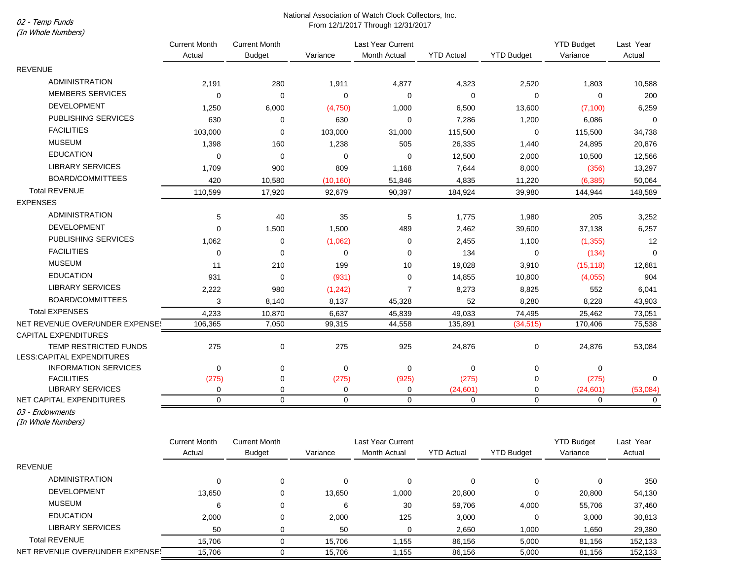National Association of Watch Clock Collectors, Inc.
From 12/1/2017 Through 12/31/2017

*02 - Temp Funds*
*(In Whole Numbers)*

| | Current Month Actual | Current Month Budget | Variance | Last Year Current Month Actual | YTD Actual | YTD Budget | YTD Budget Variance | Last Year Actual |
|---|---|---|---|---|---|---|---|---|
| REVENUE | | | | | | | | |
| ADMINISTRATION | 2,191 | 280 | 1,911 | 4,877 | 4,323 | 2,520 | 1,803 | 10,588 |
| MEMBERS SERVICES | 0 | 0 | 0 | 0 | 0 | 0 | 0 | 200 |
| DEVELOPMENT | 1,250 | 6,000 | (4,750) | 1,000 | 6,500 | 13,600 | (7,100) | 6,259 |
| PUBLISHING SERVICES | 630 | 0 | 630 | 0 | 7,286 | 1,200 | 6,086 | 0 |
| FACILITIES | 103,000 | 0 | 103,000 | 31,000 | 115,500 | 0 | 115,500 | 34,738 |
| MUSEUM | 1,398 | 160 | 1,238 | 505 | 26,335 | 1,440 | 24,895 | 20,876 |
| EDUCATION | 0 | 0 | 0 | 0 | 12,500 | 2,000 | 10,500 | 12,566 |
| LIBRARY SERVICES | 1,709 | 900 | 809 | 1,168 | 7,644 | 8,000 | (356) | 13,297 |
| BOARD/COMMITTEES | 420 | 10,580 | (10,160) | 51,846 | 4,835 | 11,220 | (6,385) | 50,064 |
| Total REVENUE | 110,599 | 17,920 | 92,679 | 90,397 | 184,924 | 39,980 | 144,944 | 148,589 |
| EXPENSES | | | | | | | | |
| ADMINISTRATION | 5 | 40 | 35 | 5 | 1,775 | 1,980 | 205 | 3,252 |
| DEVELOPMENT | 0 | 1,500 | 1,500 | 489 | 2,462 | 39,600 | 37,138 | 6,257 |
| PUBLISHING SERVICES | 1,062 | 0 | (1,062) | 0 | 2,455 | 1,100 | (1,355) | 12 |
| FACILITIES | 0 | 0 | 0 | 0 | 134 | 0 | (134) | 0 |
| MUSEUM | 11 | 210 | 199 | 10 | 19,028 | 3,910 | (15,118) | 12,681 |
| EDUCATION | 931 | 0 | (931) | 0 | 14,855 | 10,800 | (4,055) | 904 |
| LIBRARY SERVICES | 2,222 | 980 | (1,242) | 7 | 8,273 | 8,825 | 552 | 6,041 |
| BOARD/COMMITTEES | 3 | 8,140 | 8,137 | 45,328 | 52 | 8,280 | 8,228 | 43,903 |
| Total EXPENSES | 4,233 | 10,870 | 6,637 | 45,839 | 49,033 | 74,495 | 25,462 | 73,051 |
| NET REVENUE OVER/UNDER EXPENSES | 106,365 | 7,050 | 99,315 | 44,558 | 135,891 | (34,515) | 170,406 | 75,538 |
| CAPITAL EXPENDITURES | | | | | | | | |
| TEMP RESTRICTED FUNDS | 275 | 0 | 275 | 925 | 24,876 | 0 | 24,876 | 53,084 |
| LESS:CAPITAL EXPENDITURES | | | | | | | | |
| INFORMATION SERVICES | 0 | 0 | 0 | 0 | 0 | 0 | 0 | |
| FACILITIES | (275) | 0 | (275) | (925) | (275) | 0 | (275) | 0 |
| LIBRARY SERVICES | 0 | 0 | 0 | 0 | (24,601) | 0 | (24,601) | (53,084) |
| NET CAPITAL EXPENDITURES | 0 | 0 | 0 | 0 | 0 | 0 | 0 | 0 |

*03 - Endowments*
*(In Whole Numbers)*

| | Current Month Actual | Current Month Budget | Variance | Last Year Current Month Actual | YTD Actual | YTD Budget | YTD Budget Variance | Last Year Actual |
|---|---|---|---|---|---|---|---|---|
| REVENUE | | | | | | | | |
| ADMINISTRATION | 0 | 0 | 0 | 0 | 0 | 0 | 0 | 350 |
| DEVELOPMENT | 13,650 | 0 | 13,650 | 1,000 | 20,800 | 0 | 20,800 | 54,130 |
| MUSEUM | 6 | 0 | 6 | 30 | 59,706 | 4,000 | 55,706 | 37,460 |
| EDUCATION | 2,000 | 0 | 2,000 | 125 | 3,000 | 0 | 3,000 | 30,813 |
| LIBRARY SERVICES | 50 | 0 | 50 | 0 | 2,650 | 1,000 | 1,650 | 29,380 |
| Total REVENUE | 15,706 | 0 | 15,706 | 1,155 | 86,156 | 5,000 | 81,156 | 152,133 |
| NET REVENUE OVER/UNDER EXPENSES | 15,706 | 0 | 15,706 | 1,155 | 86,156 | 5,000 | 81,156 | 152,133 |